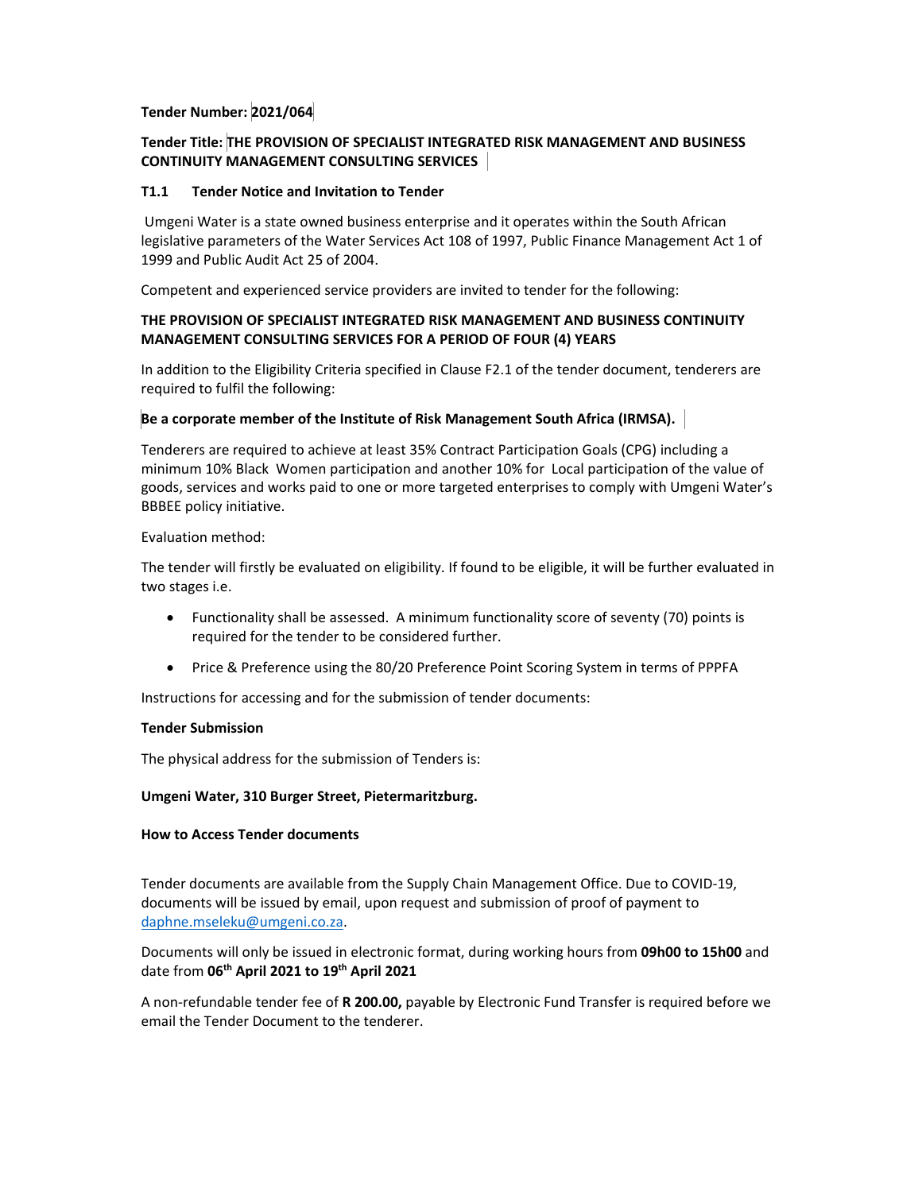**Tender Number: 2021/064**

**Tender Title: THE PROVISION OF SPECIALIST INTEGRATED RISK MANAGEMENT AND BUSINESS CONTINUITY MANAGEMENT CONSULTING SERVICES**

**T1.1 Tender Notice and Invitation to Tender**

Umgeni Water is a state owned business enterprise and it operates within the South African legislative parameters of the Water Services Act 108 of 1997, Public Finance Management Act 1 of 1999 and Public Audit Act 25 of 2004.

Competent and experienced service providers are invited to tender for the following:

**THE PROVISION OF SPECIALIST INTEGRATED RISK MANAGEMENT AND BUSINESS CONTINUITY MANAGEMENT CONSULTING SERVICES FOR A PERIOD OF FOUR (4) YEARS**

In addition to the Eligibility Criteria specified in Clause F2.1 of the tender document, tenderers are required to fulfil the following:

**Be a corporate member of the Institute of Risk Management South Africa (IRMSA).**

Tenderers are required to achieve at least 35% Contract Participation Goals (CPG) including a minimum 10% Black Women participation and another 10% for Local participation of the value of goods, services and works paid to one or more targeted enterprises to comply with Umgeni Water's BBBEE policy initiative.

Evaluation method:

The tender will firstly be evaluated on eligibility. If found to be eligible, it will be further evaluated in two stages i.e.

- Functionality shall be assessed. A minimum functionality score of seventy (70) points is required for the tender to be considered further.
- Price & Preference using the 80/20 Preference Point Scoring System in terms of PPPFA

Instructions for accessing and for the submission of tender documents:

**Tender Submission**

The physical address for the submission of Tenders is:

**Umgeni Water, 310 Burger Street, Pietermaritzburg.**

**How to Access Tender documents**

Tender documents are available from the Supply Chain Management Office. Due to COVID-19, documents will be issued by email, upon request and submission of proof of payment to [daphne.mseleku@umgeni.co.za](mailto:daphne.mseleku@umgeni.co.za).

Documents will only be issued in electronic format, during working hours from **09h00 to 15h00** and date from **06th April 2021 to 19th April 2021**

A non-refundable tender fee of **R 200.00,** payable by Electronic Fund Transfer is required before we email the Tender Document to the tenderer.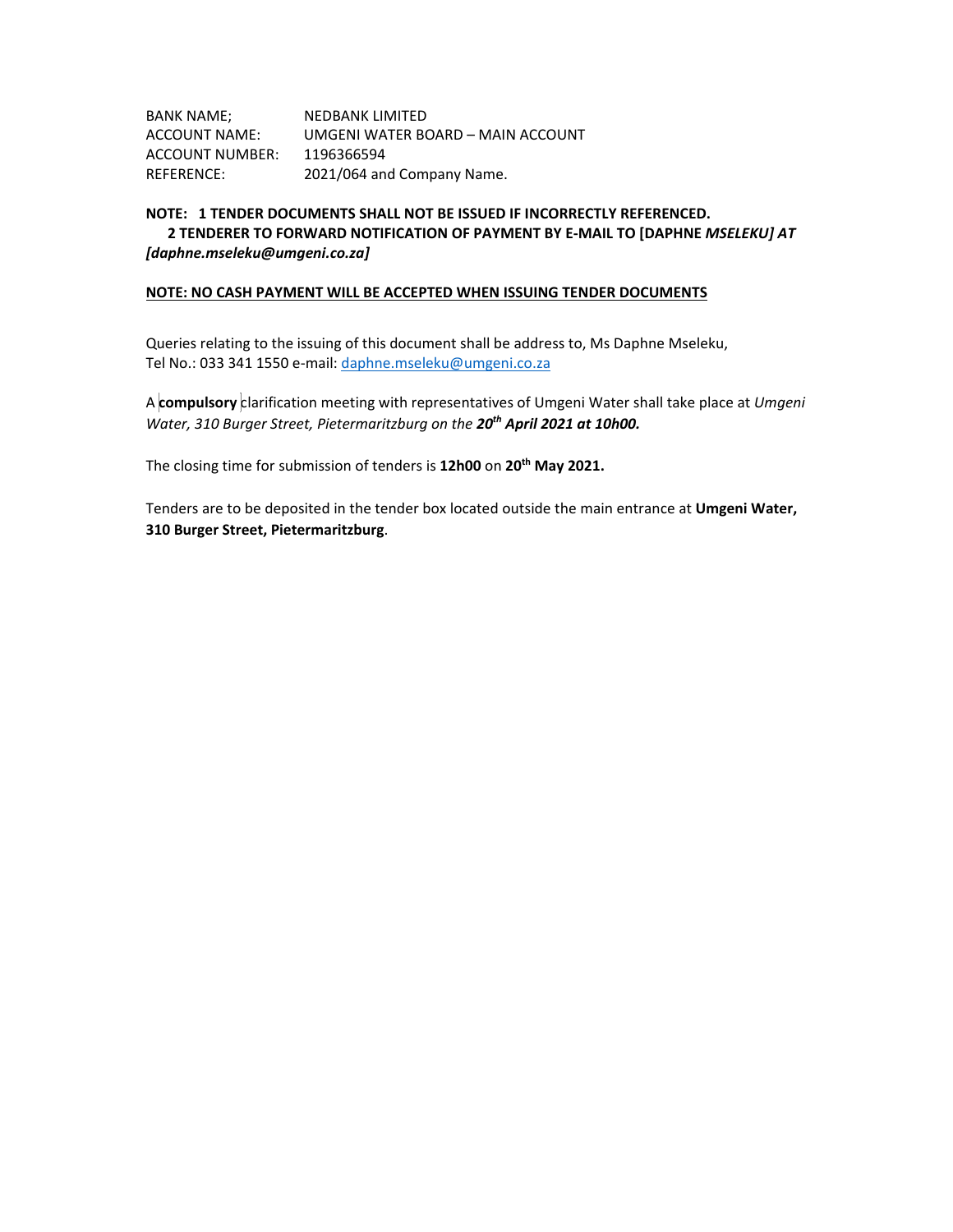| | |
|---|---|
| BANK NAME; | NEDBANK LIMITED |
| ACCOUNT NAME: | UMGENI WATER BOARD – MAIN ACCOUNT |
| ACCOUNT NUMBER: | 1196366594 |
| REFERENCE: | 2021/064 and Company Name. |

**NOTE: 1 TENDER DOCUMENTS SHALL NOT BE ISSUED IF INCORRECTLY REFERENCED.**
**2 TENDERER TO FORWARD NOTIFICATION OF PAYMENT BY E-MAIL TO [DAPHNE *MSELEKU] AT [daphne.mseleku@umgeni.co.za]***

**<u>NOTE: NO CASH PAYMENT WILL BE ACCEPTED WHEN ISSUING TENDER DOCUMENTS</u>**

Queries relating to the issuing of this document shall be address to, Ms Daphne Mseleku, Tel No.: 033 341 1550 e-mail: daphne.mseleku@umgeni.co.za

A **compulsory** clarification meeting with representatives of Umgeni Water shall take place at *Umgeni Water, 310 Burger Street, Pietermaritzburg on the **20th April 2021 at 10h00.***

The closing time for submission of tenders is **12h00** on **20th May 2021.**

Tenders are to be deposited in the tender box located outside the main entrance at **Umgeni Water, 310 Burger Street, Pietermaritzburg**.